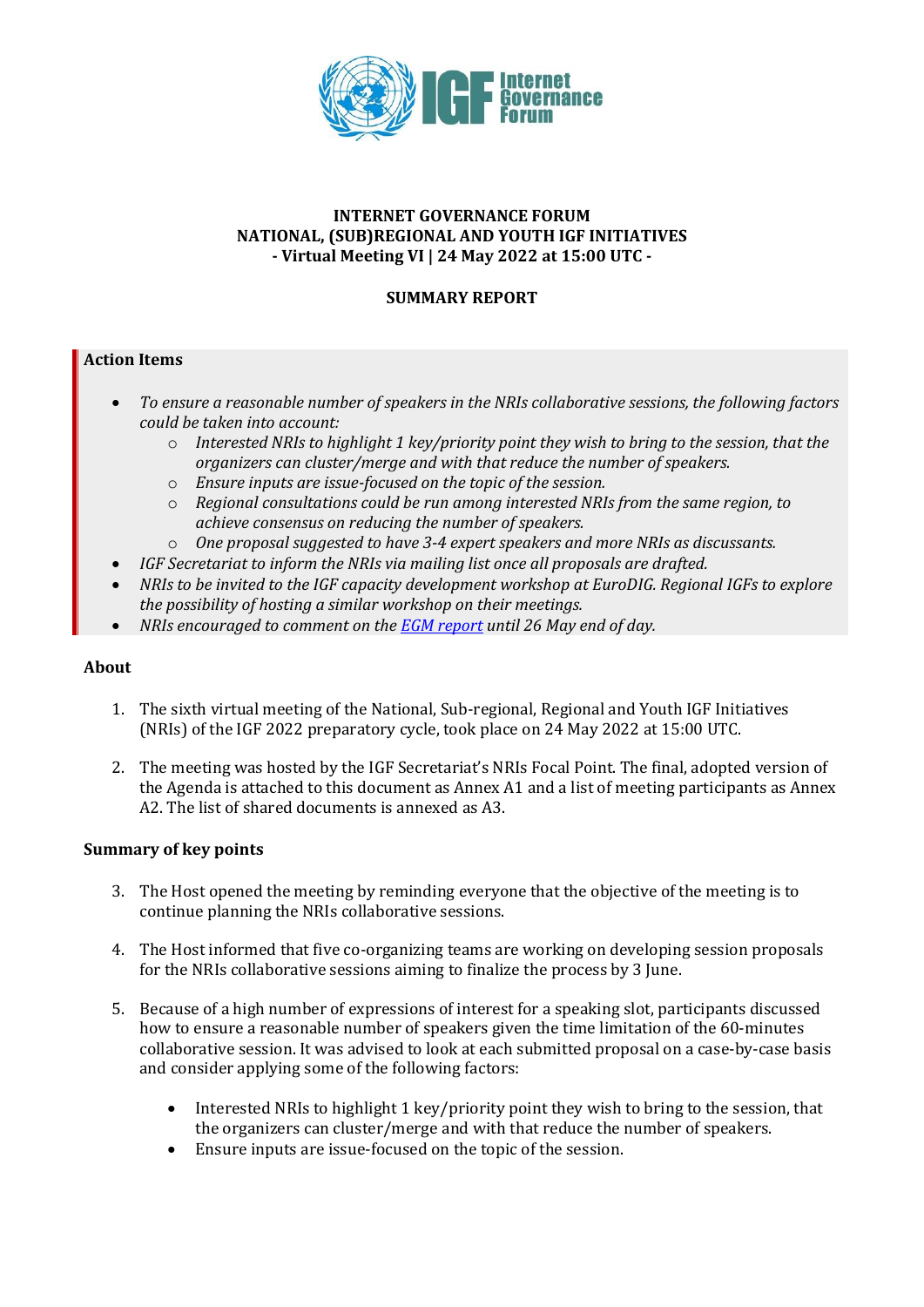**INTERNET GOVERNANCE FORUM**
**NATIONAL, (SUB)REGIONAL AND YOUTH IGF INITIATIVES**
**- Virtual Meeting VI | 24 May 2022 at 15:00 UTC -**

**SUMMARY REPORT**

**Action Items**

- *To ensure a reasonable number of speakers in the NRIs collaborative sessions, the following factors could be taken into account:*
  - *Interested NRIs to highlight 1 key/priority point they wish to bring to the session, that the organizers can cluster/merge and with that reduce the number of speakers.*
  - *Ensure inputs are issue-focused on the topic of the session.*
  - *Regional consultations could be run among interested NRIs from the same region, to achieve consensus on reducing the number of speakers.*
  - *One proposal suggested to have 3-4 expert speakers and more NRIs as discussants.*
- *IGF Secretariat to inform the NRIs via mailing list once all proposals are drafted.*
- *NRIs to be invited to the IGF capacity development workshop at EuroDIG. Regional IGFs to explore the possibility of hosting a similar workshop on their meetings.*
- *NRIs encouraged to comment on the EGM report until 26 May end of day.*

**About**

1. The sixth virtual meeting of the National, Sub-regional, Regional and Youth IGF Initiatives (NRIs) of the IGF 2022 preparatory cycle, took place on 24 May 2022 at 15:00 UTC.

2. The meeting was hosted by the IGF Secretariat's NRIs Focal Point. The final, adopted version of the Agenda is attached to this document as Annex A1 and a list of meeting participants as Annex A2. The list of shared documents is annexed as A3.

**Summary of key points**

3. The Host opened the meeting by reminding everyone that the objective of the meeting is to continue planning the NRIs collaborative sessions.

4. The Host informed that five co-organizing teams are working on developing session proposals for the NRIs collaborative sessions aiming to finalize the process by 3 June.

5. Because of a high number of expressions of interest for a speaking slot, participants discussed how to ensure a reasonable number of speakers given the time limitation of the 60-minutes collaborative session. It was advised to look at each submitted proposal on a case-by-case basis and consider applying some of the following factors:

   - Interested NRIs to highlight 1 key/priority point they wish to bring to the session, that the organizers can cluster/merge and with that reduce the number of speakers.
   - Ensure inputs are issue-focused on the topic of the session.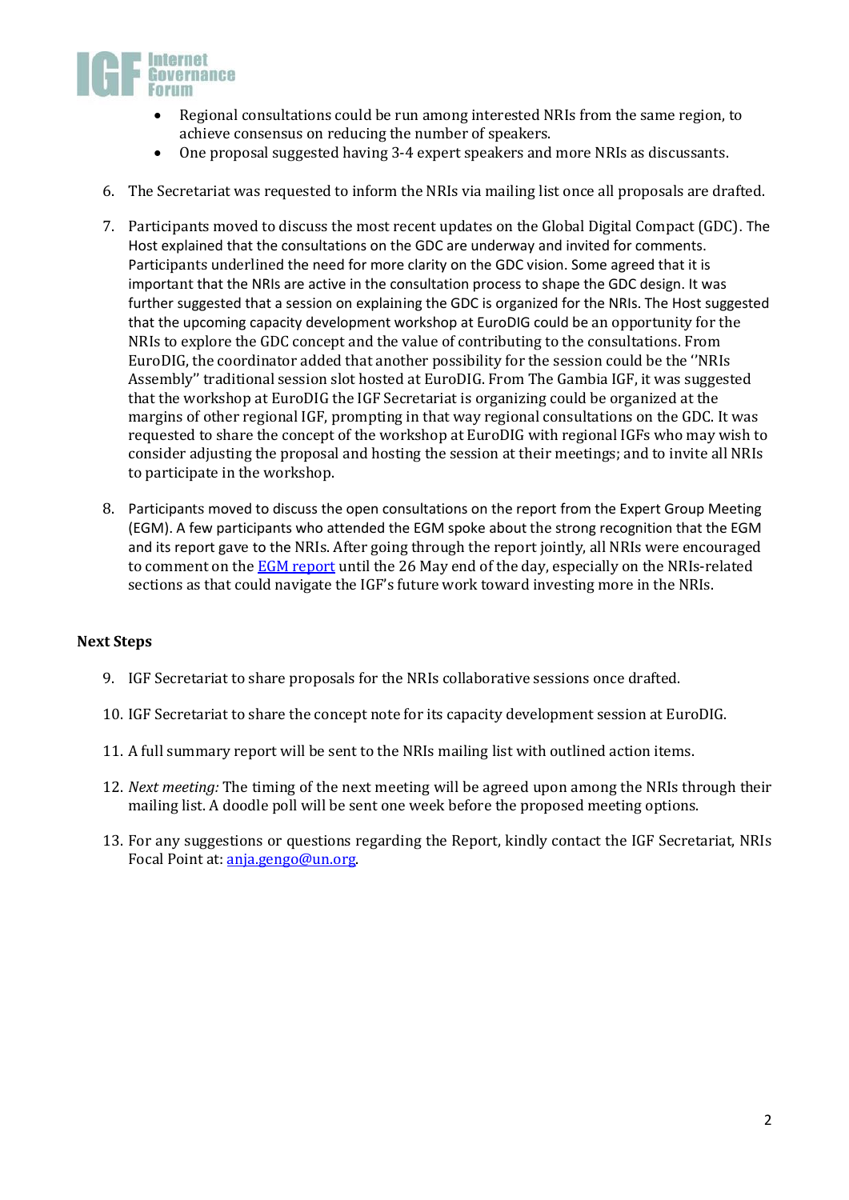- Regional consultations could be run among interested NRIs from the same region, to achieve consensus on reducing the number of speakers.
- One proposal suggested having 3-4 expert speakers and more NRIs as discussants.

6. The Secretariat was requested to inform the NRIs via mailing list once all proposals are drafted.

7. Participants moved to discuss the most recent updates on the Global Digital Compact (GDC). The Host explained that the consultations on the GDC are underway and invited for comments. Participants underlined the need for more clarity on the GDC vision. Some agreed that it is important that the NRIs are active in the consultation process to shape the GDC design. It was further suggested that a session on explaining the GDC is organized for the NRIs. The Host suggested that the upcoming capacity development workshop at EuroDIG could be an opportunity for the NRIs to explore the GDC concept and the value of contributing to the consultations. From EuroDIG, the coordinator added that another possibility for the session could be the ''NRIs Assembly'' traditional session slot hosted at EuroDIG. From The Gambia IGF, it was suggested that the workshop at EuroDIG the IGF Secretariat is organizing could be organized at the margins of other regional IGF, prompting in that way regional consultations on the GDC. It was requested to share the concept of the workshop at EuroDIG with regional IGFs who may wish to consider adjusting the proposal and hosting the session at their meetings; and to invite all NRIs to participate in the workshop.

8. Participants moved to discuss the open consultations on the report from the Expert Group Meeting (EGM). A few participants who attended the EGM spoke about the strong recognition that the EGM and its report gave to the NRIs. After going through the report jointly, all NRIs were encouraged to comment on the EGM report until the 26 May end of the day, especially on the NRIs-related sections as that could navigate the IGF's future work toward investing more in the NRIs.

**Next Steps**

9. IGF Secretariat to share proposals for the NRIs collaborative sessions once drafted.

10. IGF Secretariat to share the concept note for its capacity development session at EuroDIG.

11. A full summary report will be sent to the NRIs mailing list with outlined action items.

12. *Next meeting:* The timing of the next meeting will be agreed upon among the NRIs through their mailing list. A doodle poll will be sent one week before the proposed meeting options.

13. For any suggestions or questions regarding the Report, kindly contact the IGF Secretariat, NRIs Focal Point at: anja.gengo@un.org.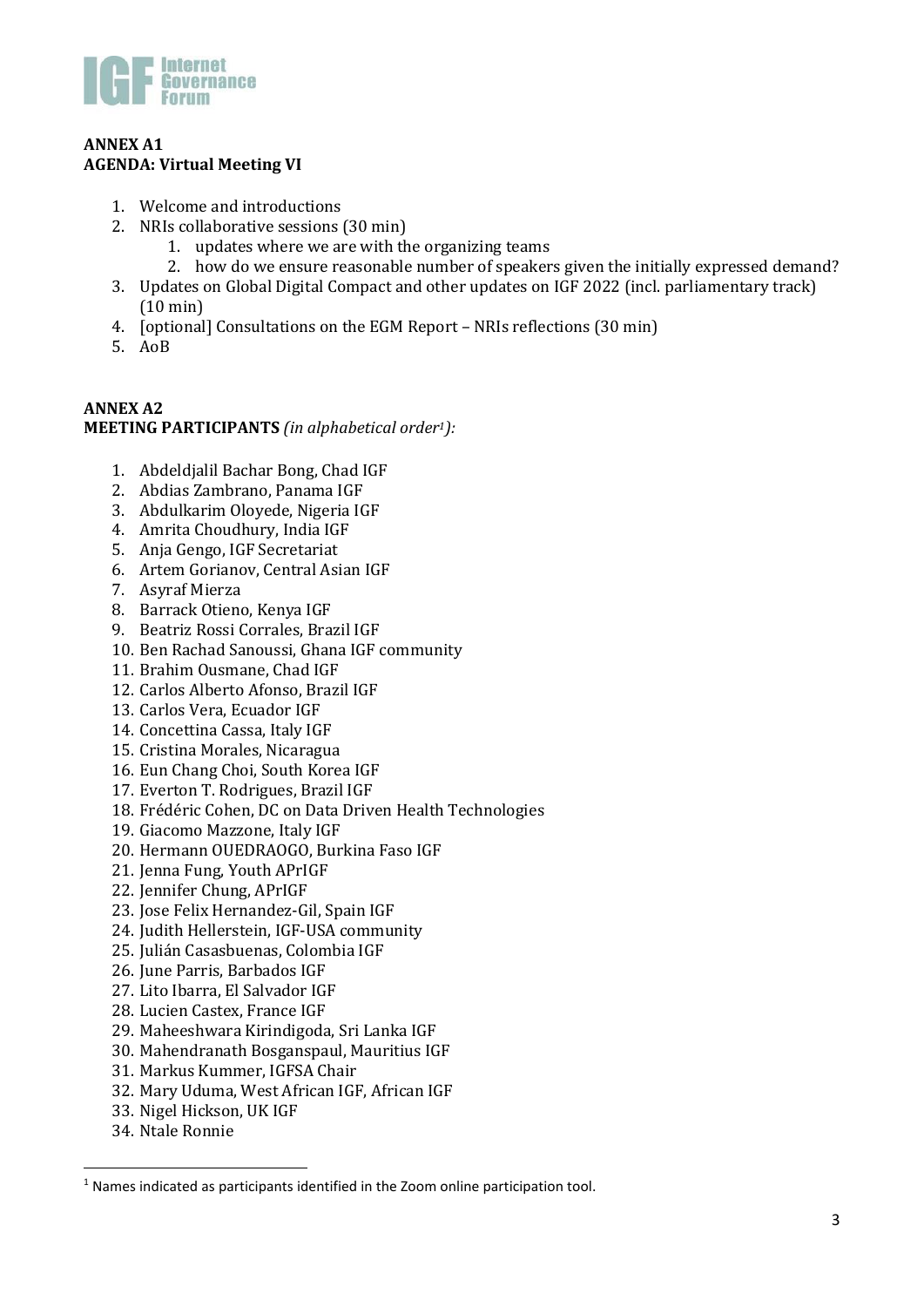**ANNEX A1**
**AGENDA: Virtual Meeting VI**

1. Welcome and introductions
2. NRIs collaborative sessions (30 min)
    1. updates where we are with the organizing teams
    2. how do we ensure reasonable number of speakers given the initially expressed demand?
3. Updates on Global Digital Compact and other updates on IGF 2022 (incl. parliamentary track) (10 min)
4. [optional] Consultations on the EGM Report – NRIs reflections (30 min)
5. AoB

**ANNEX A2**
**MEETING PARTICIPANTS** *(in alphabetical order[1]):*

1. Abdeldjalil Bachar Bong, Chad IGF
2. Abdias Zambrano, Panama IGF
3. Abdulkarim Oloyede, Nigeria IGF
4. Amrita Choudhury, India IGF
5. Anja Gengo, IGF Secretariat
6. Artem Gorianov, Central Asian IGF
7. Asyraf Mierza
8. Barrack Otieno, Kenya IGF
9. Beatriz Rossi Corrales, Brazil IGF
10. Ben Rachad Sanoussi, Ghana IGF community
11. Brahim Ousmane, Chad IGF
12. Carlos Alberto Afonso, Brazil IGF
13. Carlos Vera, Ecuador IGF
14. Concettina Cassa, Italy IGF
15. Cristina Morales, Nicaragua
16. Eun Chang Choi, South Korea IGF
17. Everton T. Rodrigues, Brazil IGF
18. Frédéric Cohen, DC on Data Driven Health Technologies
19. Giacomo Mazzone, Italy IGF
20. Hermann OUEDRAOGO, Burkina Faso IGF
21. Jenna Fung, Youth APrIGF
22. Jennifer Chung, APrIGF
23. Jose Felix Hernandez-Gil, Spain IGF
24. Judith Hellerstein, IGF-USA community
25. Julián Casasbuenas, Colombia IGF
26. June Parris, Barbados IGF
27. Lito Ibarra, El Salvador IGF
28. Lucien Castex, France IGF
29. Maheeshwara Kirindigoda, Sri Lanka IGF
30. Mahendranath Bosganspaul, Mauritius IGF
31. Markus Kummer, IGFSA Chair
32. Mary Uduma, West African IGF, African IGF
33. Nigel Hickson, UK IGF
34. Ntale Ronnie

[1] Names indicated as participants identified in the Zoom online participation tool.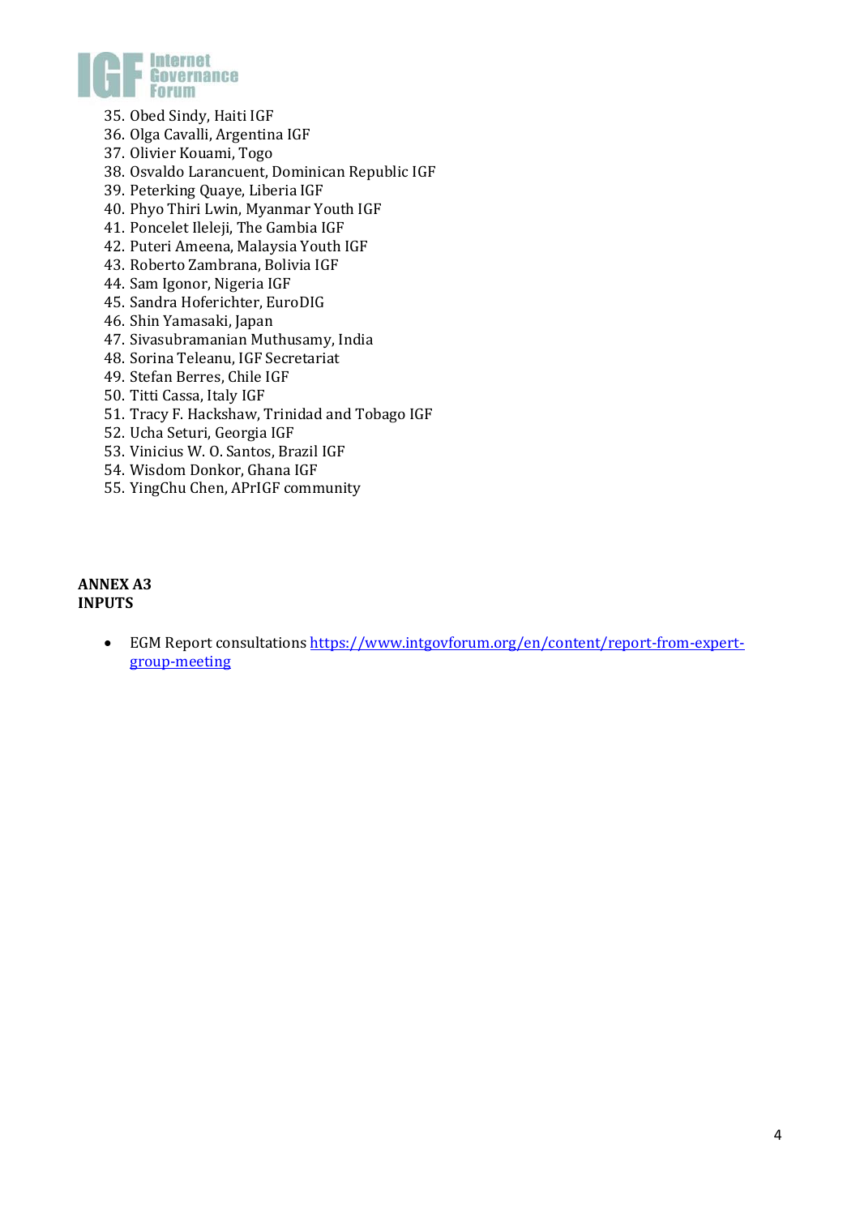35. Obed Sindy, Haiti IGF
36. Olga Cavalli, Argentina IGF
37. Olivier Kouami, Togo
38. Osvaldo Larancuent, Dominican Republic IGF
39. Peterking Quaye, Liberia IGF
40. Phyo Thiri Lwin, Myanmar Youth IGF
41. Poncelet Ileleji, The Gambia IGF
42. Puteri Ameena, Malaysia Youth IGF
43. Roberto Zambrana, Bolivia IGF
44. Sam Igonor, Nigeria IGF
45. Sandra Hoferichter, EuroDIG
46. Shin Yamasaki, Japan
47. Sivasubramanian Muthusamy, India
48. Sorina Teleanu, IGF Secretariat
49. Stefan Berres, Chile IGF
50. Titti Cassa, Italy IGF
51. Tracy F. Hackshaw, Trinidad and Tobago IGF
52. Ucha Seturi, Georgia IGF
53. Vinicius W. O. Santos, Brazil IGF
54. Wisdom Donkor, Ghana IGF
55. YingChu Chen, APrIGF community

**ANNEX A3**
**INPUTS**

- EGM Report consultations [https://www.intgovforum.org/en/content/report-from-expert-group-meeting](https://www.intgovforum.org/en/content/report-from-expert-group-meeting)